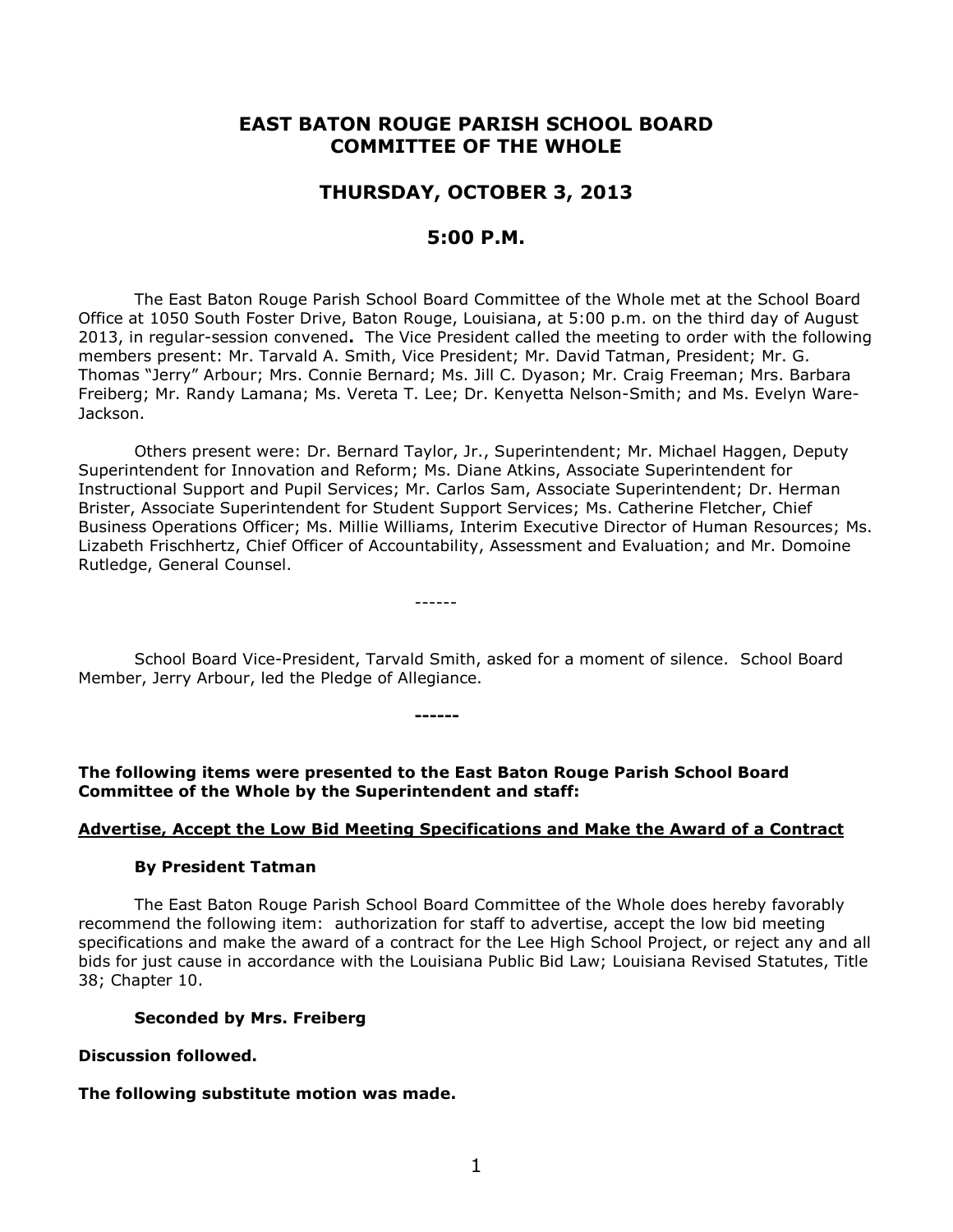# EAST BATON ROUGE PARISH SCHOOL BOARD COMMITTEE OF THE WHOLE

## THURSDAY, OCTOBER 3, 2013

## 5:00 P.M.

The East Baton Rouge Parish School Board Committee of the Whole met at the School Board Office at 1050 South Foster Drive, Baton Rouge, Louisiana, at 5:00 p.m. on the third day of August 2013, in regular-session convened**.** The Vice President called the meeting to order with the following members present: Mr. Tarvald A. Smith, Vice President; Mr. David Tatman, President; Mr. G. Thomas "Jerry" Arbour; Mrs. Connie Bernard; Ms. Jill C. Dyason; Mr. Craig Freeman; Mrs. Barbara Freiberg; Mr. Randy Lamana; Ms. Vereta T. Lee; Dr. Kenyetta Nelson-Smith; and Ms. Evelyn Ware-Jackson.

Others present were: Dr. Bernard Taylor, Jr., Superintendent; Mr. Michael Haggen, Deputy Superintendent for Innovation and Reform; Ms. Diane Atkins, Associate Superintendent for Instructional Support and Pupil Services; Mr. Carlos Sam, Associate Superintendent; Dr. Herman Brister, Associate Superintendent for Student Support Services; Ms. Catherine Fletcher, Chief Business Operations Officer; Ms. Millie Williams, Interim Executive Director of Human Resources; Ms. Lizabeth Frischhertz, Chief Officer of Accountability, Assessment and Evaluation; and Mr. Domoine Rutledge, General Counsel.

------

School Board Vice-President, Tarvald Smith, asked for a moment of silence. School Board Member, Jerry Arbour, led the Pledge of Allegiance.

**------**

**The following items were presented to the East Baton Rouge Parish School Board Committee of the Whole by the Superintendent and staff:**

**Advertise, Accept the Low Bid Meeting Specifications and Make the Award of a Contract**

**By President Tatman**

The East Baton Rouge Parish School Board Committee of the Whole does hereby favorably recommend the following item: authorization for staff to advertise, accept the low bid meeting specifications and make the award of a contract for the Lee High School Project, or reject any and all bids for just cause in accordance with the Louisiana Public Bid Law; Louisiana Revised Statutes, Title 38; Chapter 10.

**Seconded by Mrs. Freiberg**

**Discussion followed.**

**The following substitute motion was made.**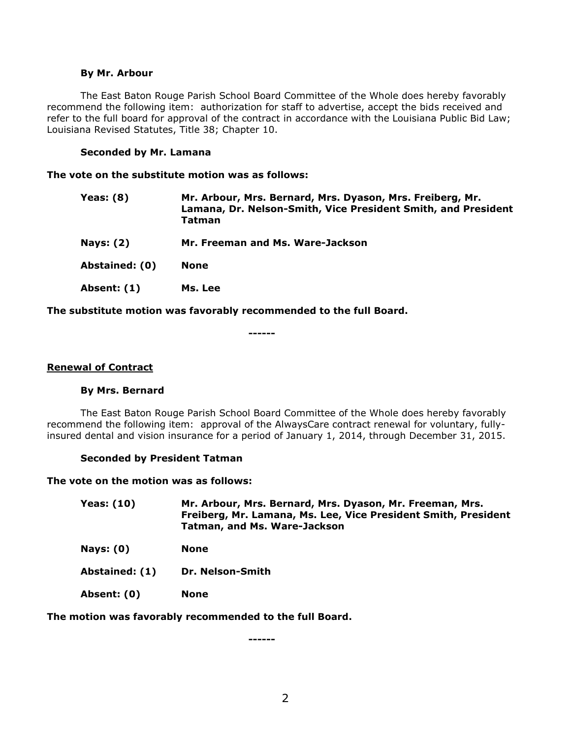**By Mr. Arbour**

The East Baton Rouge Parish School Board Committee of the Whole does hereby favorably recommend the following item: authorization for staff to advertise, accept the bids received and refer to the full board for approval of the contract in accordance with the Louisiana Public Bid Law; Louisiana Revised Statutes, Title 38; Chapter 10.

**Seconded by Mr. Lamana**

**The vote on the substitute motion was as follows:**

| | |
|---|---|
| **Yeas: (8)** | **Mr. Arbour, Mrs. Bernard, Mrs. Dyason, Mrs. Freiberg, Mr. Lamana, Dr. Nelson-Smith, Vice President Smith, and President Tatman** |
| **Nays: (2)** | **Mr. Freeman and Ms. Ware-Jackson** |
| **Abstained: (0)** | **None** |
| **Absent: (1)** | **Ms. Lee** |

**The substitute motion was favorably recommended to the full Board.**

**------**

__Renewal of Contract__

**By Mrs. Bernard**

The East Baton Rouge Parish School Board Committee of the Whole does hereby favorably recommend the following item: approval of the AlwaysCare contract renewal for voluntary, fully-insured dental and vision insurance for a period of January 1, 2014, through December 31, 2015.

**Seconded by President Tatman**

**The vote on the motion was as follows:**

| | |
|---|---|
| **Yeas: (10)** | **Mr. Arbour, Mrs. Bernard, Mrs. Dyason, Mr. Freeman, Mrs. Freiberg, Mr. Lamana, Ms. Lee, Vice President Smith, President Tatman, and Ms. Ware-Jackson** |
| **Nays: (0)** | **None** |
| **Abstained: (1)** | **Dr. Nelson-Smith** |
| **Absent: (0)** | **None** |

**The motion was favorably recommended to the full Board.**

**------**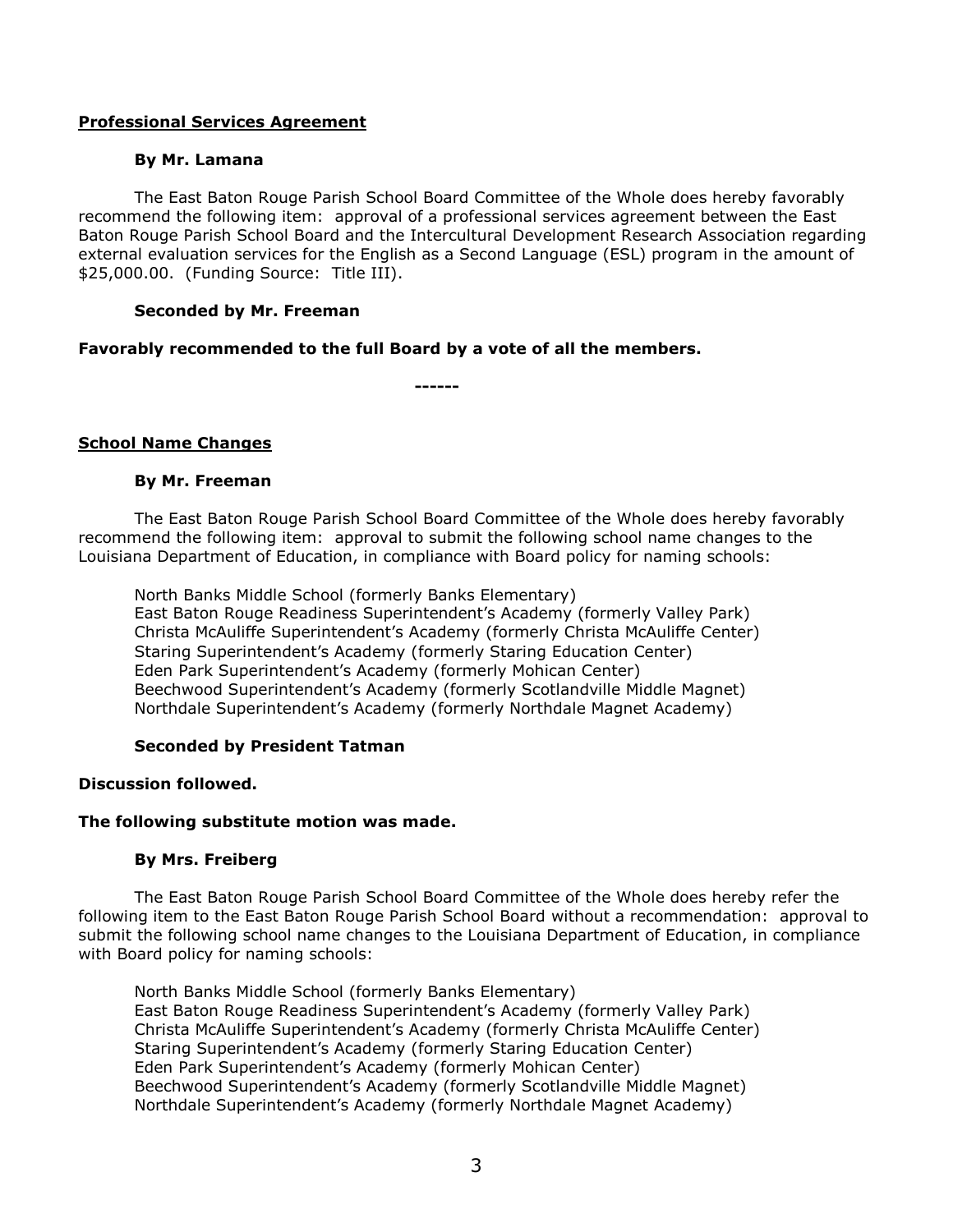**Professional Services Agreement**

**By Mr. Lamana**

The East Baton Rouge Parish School Board Committee of the Whole does hereby favorably recommend the following item: approval of a professional services agreement between the East Baton Rouge Parish School Board and the Intercultural Development Research Association regarding external evaluation services for the English as a Second Language (ESL) program in the amount of $25,000.00. (Funding Source: Title III).

**Seconded by Mr. Freeman**

**Favorably recommended to the full Board by a vote of all the members.**

**------**

**School Name Changes**

**By Mr. Freeman**

The East Baton Rouge Parish School Board Committee of the Whole does hereby favorably recommend the following item: approval to submit the following school name changes to the Louisiana Department of Education, in compliance with Board policy for naming schools:

North Banks Middle School (formerly Banks Elementary)
East Baton Rouge Readiness Superintendent's Academy (formerly Valley Park)
Christa McAuliffe Superintendent's Academy (formerly Christa McAuliffe Center)
Staring Superintendent's Academy (formerly Staring Education Center)
Eden Park Superintendent's Academy (formerly Mohican Center)
Beechwood Superintendent's Academy (formerly Scotlandville Middle Magnet)
Northdale Superintendent's Academy (formerly Northdale Magnet Academy)

**Seconded by President Tatman**

**Discussion followed.**

**The following substitute motion was made.**

**By Mrs. Freiberg**

The East Baton Rouge Parish School Board Committee of the Whole does hereby refer the following item to the East Baton Rouge Parish School Board without a recommendation: approval to submit the following school name changes to the Louisiana Department of Education, in compliance with Board policy for naming schools:

North Banks Middle School (formerly Banks Elementary)
East Baton Rouge Readiness Superintendent's Academy (formerly Valley Park)
Christa McAuliffe Superintendent's Academy (formerly Christa McAuliffe Center)
Staring Superintendent's Academy (formerly Staring Education Center)
Eden Park Superintendent's Academy (formerly Mohican Center)
Beechwood Superintendent's Academy (formerly Scotlandville Middle Magnet)
Northdale Superintendent's Academy (formerly Northdale Magnet Academy)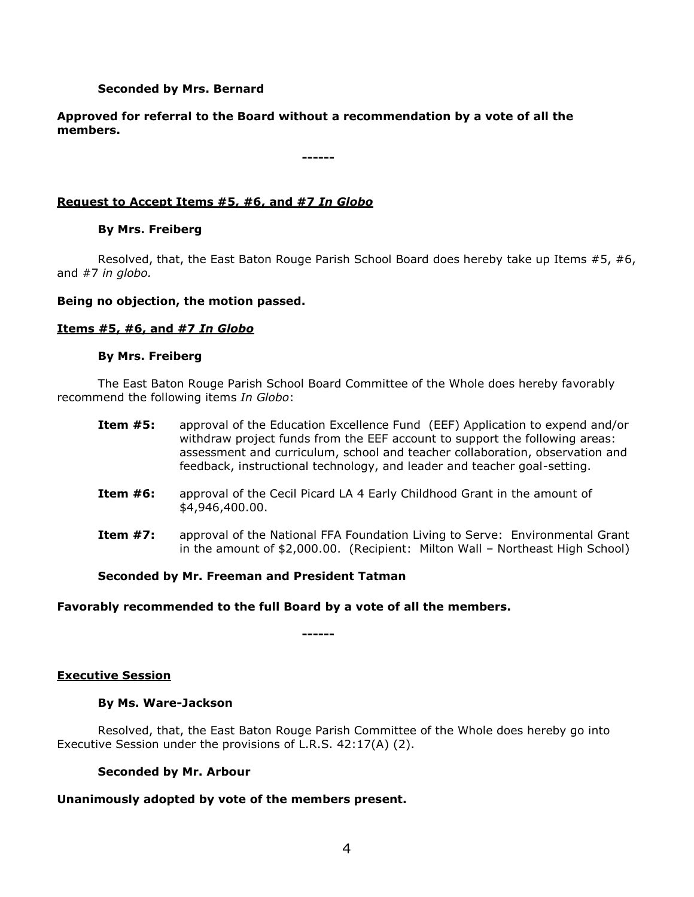**Seconded by Mrs. Bernard**

**Approved for referral to the Board without a recommendation by a vote of all the members.**

**------**

**Request to Accept Items #5, #6, and #7 *In Globo***

**By Mrs. Freiberg**

Resolved, that, the East Baton Rouge Parish School Board does hereby take up Items #5, #6, and #7 *in globo.*

**Being no objection, the motion passed.**

**Items #5, #6, and #7 *In Globo***

**By Mrs. Freiberg**

The East Baton Rouge Parish School Board Committee of the Whole does hereby favorably recommend the following items *In Globo*:

- **Item #5:** approval of the Education Excellence Fund (EEF) Application to expend and/or withdraw project funds from the EEF account to support the following areas: assessment and curriculum, school and teacher collaboration, observation and feedback, instructional technology, and leader and teacher goal-setting.

- **Item #6:** approval of the Cecil Picard LA 4 Early Childhood Grant in the amount of $4,946,400.00.

- **Item #7:** approval of the National FFA Foundation Living to Serve: Environmental Grant in the amount of $2,000.00. (Recipient: Milton Wall – Northeast High School)

**Seconded by Mr. Freeman and President Tatman**

**Favorably recommended to the full Board by a vote of all the members.**

**------**

**Executive Session**

**By Ms. Ware-Jackson**

Resolved, that, the East Baton Rouge Parish Committee of the Whole does hereby go into Executive Session under the provisions of L.R.S. 42:17(A) (2).

**Seconded by Mr. Arbour**

**Unanimously adopted by vote of the members present.**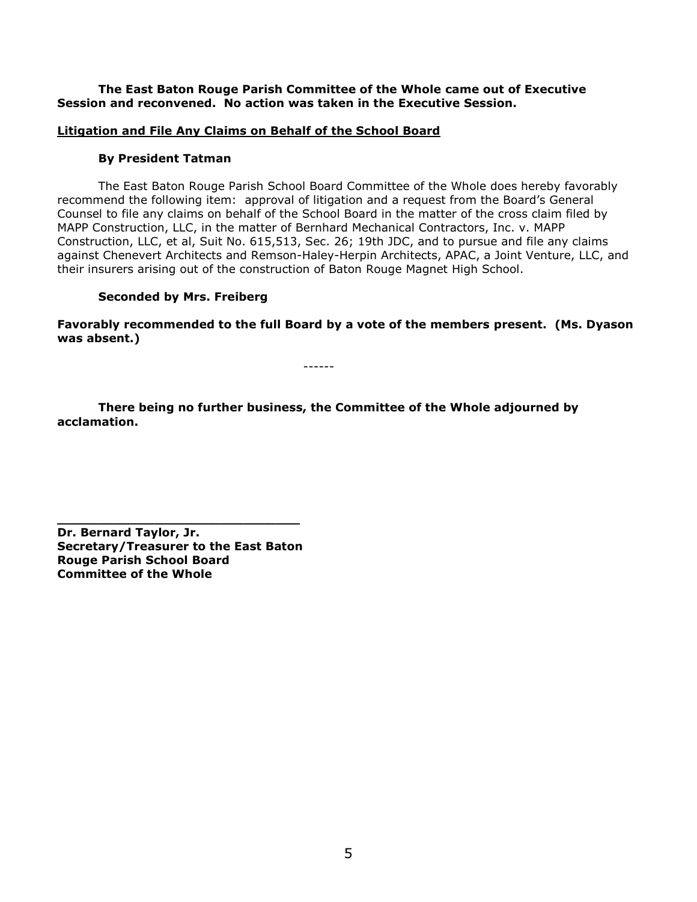**The East Baton Rouge Parish Committee of the Whole came out of Executive Session and reconvened. No action was taken in the Executive Session.**

**Litigation and File Any Claims on Behalf of the School Board**

**By President Tatman**

The East Baton Rouge Parish School Board Committee of the Whole does hereby favorably recommend the following item: approval of litigation and a request from the Board's General Counsel to file any claims on behalf of the School Board in the matter of the cross claim filed by MAPP Construction, LLC, in the matter of Bernhard Mechanical Contractors, Inc. v. MAPP Construction, LLC, et al, Suit No. 615,513, Sec. 26; 19th JDC, and to pursue and file any claims against Chenevert Architects and Remson-Haley-Herpin Architects, APAC, a Joint Venture, LLC, and their insurers arising out of the construction of Baton Rouge Magnet High School.

**Seconded by Mrs. Freiberg**

**Favorably recommended to the full Board by a vote of the members present. (Ms. Dyason was absent.)**

------

**There being no further business, the Committee of the Whole adjourned by acclamation.**

_______________________________

**Dr. Bernard Taylor, Jr.**
**Secretary/Treasurer to the East Baton Rouge Parish School Board Committee of the Whole**